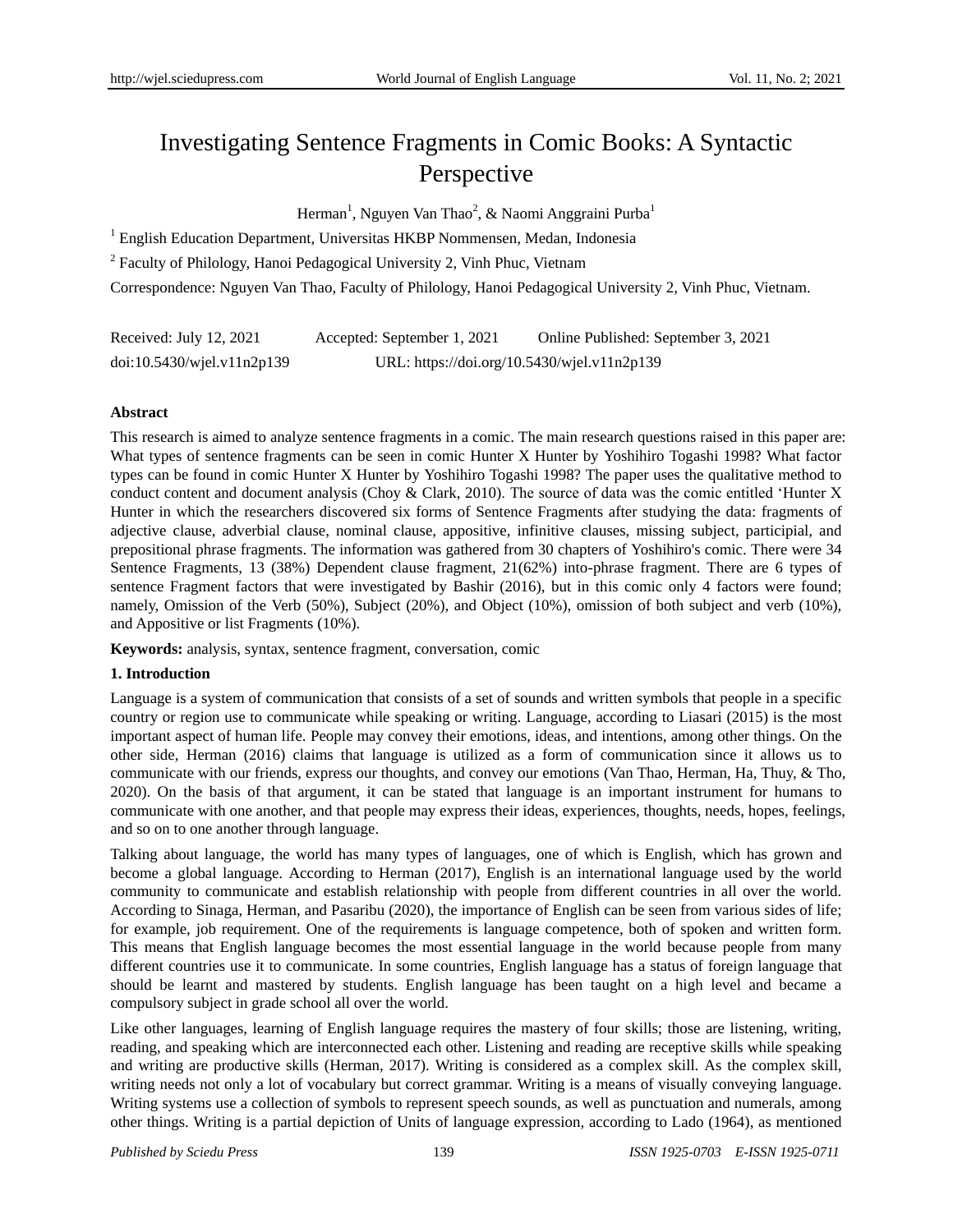# Investigating Sentence Fragments in Comic Books: A Syntactic Perspective

Herman[1], Nguyen Van Thao[2], & Naomi Anggraini Purba[1]

[1] English Education Department, Universitas HKBP Nommensen, Medan, Indonesia

[2] Faculty of Philology, Hanoi Pedagogical University 2, Vinh Phuc, Vietnam

Correspondence: Nguyen Van Thao, Faculty of Philology, Hanoi Pedagogical University 2, Vinh Phuc, Vietnam.

Received: July 12, 2021    Accepted: September 1, 2021    Online Published: September 3, 2021

doi:10.5430/wjel.v11n2p139    URL: https://doi.org/10.5430/wjel.v11n2p139

**Abstract**

This research is aimed to analyze sentence fragments in a comic. The main research questions raised in this paper are: What types of sentence fragments can be seen in comic Hunter X Hunter by Yoshihiro Togashi 1998? What factor types can be found in comic Hunter X Hunter by Yoshihiro Togashi 1998? The paper uses the qualitative method to conduct content and document analysis (Choy & Clark, 2010). The source of data was the comic entitled 'Hunter X Hunter in which the researchers discovered six forms of Sentence Fragments after studying the data: fragments of adjective clause, adverbial clause, nominal clause, appositive, infinitive clauses, missing subject, participial, and prepositional phrase fragments. The information was gathered from 30 chapters of Yoshihiro's comic. There were 34 Sentence Fragments, 13 (38%) Dependent clause fragment, 21(62%) into-phrase fragment. There are 6 types of sentence Fragment factors that were investigated by Bashir (2016), but in this comic only 4 factors were found; namely, Omission of the Verb (50%), Subject (20%), and Object (10%), omission of both subject and verb (10%), and Appositive or list Fragments (10%).

**Keywords:** analysis, syntax, sentence fragment, conversation, comic

## 1. Introduction

Language is a system of communication that consists of a set of sounds and written symbols that people in a specific country or region use to communicate while speaking or writing. Language, according to Liasari (2015) is the most important aspect of human life. People may convey their emotions, ideas, and intentions, among other things. On the other side, Herman (2016) claims that language is utilized as a form of communication since it allows us to communicate with our friends, express our thoughts, and convey our emotions (Van Thao, Herman, Ha, Thuy, & Tho, 2020). On the basis of that argument, it can be stated that language is an important instrument for humans to communicate with one another, and that people may express their ideas, experiences, thoughts, needs, hopes, feelings, and so on to one another through language.

Talking about language, the world has many types of languages, one of which is English, which has grown and become a global language. According to Herman (2017), English is an international language used by the world community to communicate and establish relationship with people from different countries in all over the world. According to Sinaga, Herman, and Pasaribu (2020), the importance of English can be seen from various sides of life; for example, job requirement. One of the requirements is language competence, both of spoken and written form. This means that English language becomes the most essential language in the world because people from many different countries use it to communicate. In some countries, English language has a status of foreign language that should be learnt and mastered by students. English language has been taught on a high level and became a compulsory subject in grade school all over the world.

Like other languages, learning of English language requires the mastery of four skills; those are listening, writing, reading, and speaking which are interconnected each other. Listening and reading are receptive skills while speaking and writing are productive skills (Herman, 2017). Writing is considered as a complex skill. As the complex skill, writing needs not only a lot of vocabulary but correct grammar. Writing is a means of visually conveying language. Writing systems use a collection of symbols to represent speech sounds, as well as punctuation and numerals, among other things. Writing is a partial depiction of Units of language expression, according to Lado (1964), as mentioned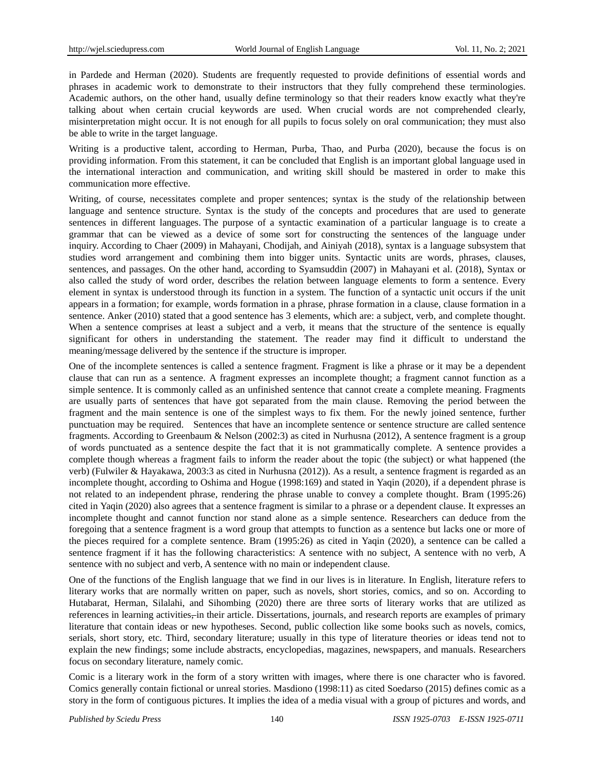in Pardede and Herman (2020). Students are frequently requested to provide definitions of essential words and phrases in academic work to demonstrate to their instructors that they fully comprehend these terminologies. Academic authors, on the other hand, usually define terminology so that their readers know exactly what they're talking about when certain crucial keywords are used. When crucial words are not comprehended clearly, misinterpretation might occur. It is not enough for all pupils to focus solely on oral communication; they must also be able to write in the target language.

Writing is a productive talent, according to Herman, Purba, Thao, and Purba (2020), because the focus is on providing information. From this statement, it can be concluded that English is an important global language used in the international interaction and communication, and writing skill should be mastered in order to make this communication more effective.

Writing, of course, necessitates complete and proper sentences; syntax is the study of the relationship between language and sentence structure. Syntax is the study of the concepts and procedures that are used to generate sentences in different languages. The purpose of a syntactic examination of a particular language is to create a grammar that can be viewed as a device of some sort for constructing the sentences of the language under inquiry. According to Chaer (2009) in Mahayani, Chodijah, and Ainiyah (2018), syntax is a language subsystem that studies word arrangement and combining them into bigger units. Syntactic units are words, phrases, clauses, sentences, and passages. On the other hand, according to Syamsuddin (2007) in Mahayani et al. (2018), Syntax or also called the study of word order, describes the relation between language elements to form a sentence. Every element in syntax is understood through its function in a system. The function of a syntactic unit occurs if the unit appears in a formation; for example, words formation in a phrase, phrase formation in a clause, clause formation in a sentence. Anker (2010) stated that a good sentence has 3 elements, which are: a subject, verb, and complete thought. When a sentence comprises at least a subject and a verb, it means that the structure of the sentence is equally significant for others in understanding the statement. The reader may find it difficult to understand the meaning/message delivered by the sentence if the structure is improper.

One of the incomplete sentences is called a sentence fragment. Fragment is like a phrase or it may be a dependent clause that can run as a sentence. A fragment expresses an incomplete thought; a fragment cannot function as a simple sentence. It is commonly called as an unfinished sentence that cannot create a complete meaning. Fragments are usually parts of sentences that have got separated from the main clause. Removing the period between the fragment and the main sentence is one of the simplest ways to fix them. For the newly joined sentence, further punctuation may be required. Sentences that have an incomplete sentence or sentence structure are called sentence fragments. According to Greenbaum & Nelson (2002:3) as cited in Nurhusna (2012), A sentence fragment is a group of words punctuated as a sentence despite the fact that it is not grammatically complete. A sentence provides a complete though whereas a fragment fails to inform the reader about the topic (the subject) or what happened (the verb) (Fulwiler & Hayakawa, 2003:3 as cited in Nurhusna (2012)). As a result, a sentence fragment is regarded as an incomplete thought, according to Oshima and Hogue (1998:169) and stated in Yaqin (2020), if a dependent phrase is not related to an independent phrase, rendering the phrase unable to convey a complete thought. Bram (1995:26) cited in Yaqin (2020) also agrees that a sentence fragment is similar to a phrase or a dependent clause. It expresses an incomplete thought and cannot function nor stand alone as a simple sentence. Researchers can deduce from the foregoing that a sentence fragment is a word group that attempts to function as a sentence but lacks one or more of the pieces required for a complete sentence. Bram (1995:26) as cited in Yaqin (2020), a sentence can be called a sentence fragment if it has the following characteristics: A sentence with no subject, A sentence with no verb, A sentence with no subject and verb, A sentence with no main or independent clause.

One of the functions of the English language that we find in our lives is in literature. In English, literature refers to literary works that are normally written on paper, such as novels, short stories, comics, and so on. According to Hutabarat, Herman, Silalahi, and Sihombing (2020) there are three sorts of literary works that are utilized as references in learning activities, in their article. Dissertations, journals, and research reports are examples of primary literature that contain ideas or new hypotheses. Second, public collection like some books such as novels, comics, serials, short story, etc. Third, secondary literature; usually in this type of literature theories or ideas tend not to explain the new findings; some include abstracts, encyclopedias, magazines, newspapers, and manuals. Researchers focus on secondary literature, namely comic.

Comic is a literary work in the form of a story written with images, where there is one character who is favored. Comics generally contain fictional or unreal stories. Masdiono (1998:11) as cited Soedarso (2015) defines comic as a story in the form of contiguous pictures. It implies the idea of a media visual with a group of pictures and words, and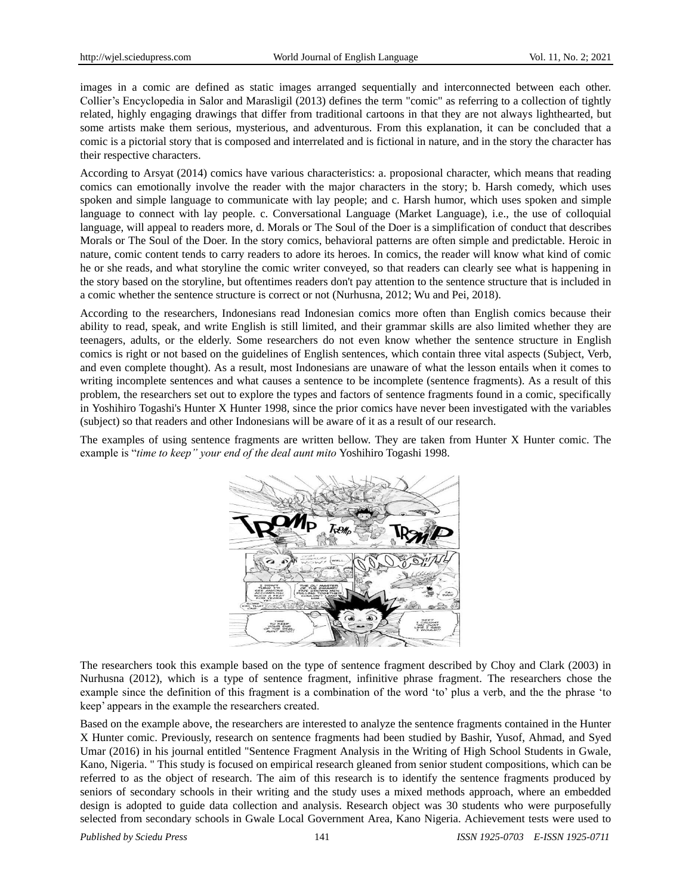images in a comic are defined as static images arranged sequentially and interconnected between each other. Collier's Encyclopedia in Salor and Marasligil (2013) defines the term "comic" as referring to a collection of tightly related, highly engaging drawings that differ from traditional cartoons in that they are not always lighthearted, but some artists make them serious, mysterious, and adventurous. From this explanation, it can be concluded that a comic is a pictorial story that is composed and interrelated and is fictional in nature, and in the story the character has their respective characters.

According to Arsyat (2014) comics have various characteristics: a. proposional character, which means that reading comics can emotionally involve the reader with the major characters in the story; b. Harsh comedy, which uses spoken and simple language to communicate with lay people; and c. Harsh humor, which uses spoken and simple language to connect with lay people. c. Conversational Language (Market Language), i.e., the use of colloquial language, will appeal to readers more, d. Morals or The Soul of the Doer is a simplification of conduct that describes Morals or The Soul of the Doer. In the story comics, behavioral patterns are often simple and predictable. Heroic in nature, comic content tends to carry readers to adore its heroes. In comics, the reader will know what kind of comic he or she reads, and what storyline the comic writer conveyed, so that readers can clearly see what is happening in the story based on the storyline, but oftentimes readers don't pay attention to the sentence structure that is included in a comic whether the sentence structure is correct or not (Nurhusna, 2012; Wu and Pei, 2018).

According to the researchers, Indonesians read Indonesian comics more often than English comics because their ability to read, speak, and write English is still limited, and their grammar skills are also limited whether they are teenagers, adults, or the elderly. Some researchers do not even know whether the sentence structure in English comics is right or not based on the guidelines of English sentences, which contain three vital aspects (Subject, Verb, and even complete thought). As a result, most Indonesians are unaware of what the lesson entails when it comes to writing incomplete sentences and what causes a sentence to be incomplete (sentence fragments). As a result of this problem, the researchers set out to explore the types and factors of sentence fragments found in a comic, specifically in Yoshihiro Togashi's Hunter X Hunter 1998, since the prior comics have never been investigated with the variables (subject) so that readers and other Indonesians will be aware of it as a result of our research.

The examples of using sentence fragments are written bellow. They are taken from Hunter X Hunter comic. The example is "*time to keep" your end of the deal aunt mito* Yoshihiro Togashi 1998.

The researchers took this example based on the type of sentence fragment described by Choy and Clark (2003) in Nurhusna (2012), which is a type of sentence fragment, infinitive phrase fragment. The researchers chose the example since the definition of this fragment is a combination of the word 'to' plus a verb, and the the phrase 'to keep' appears in the example the researchers created.

Based on the example above, the researchers are interested to analyze the sentence fragments contained in the Hunter X Hunter comic. Previously, research on sentence fragments had been studied by Bashir, Yusof, Ahmad, and Syed Umar (2016) in his journal entitled "Sentence Fragment Analysis in the Writing of High School Students in Gwale, Kano, Nigeria. " This study is focused on empirical research gleaned from senior student compositions, which can be referred to as the object of research. The aim of this research is to identify the sentence fragments produced by seniors of secondary schools in their writing and the study uses a mixed methods approach, where an embedded design is adopted to guide data collection and analysis. Research object was 30 students who were purposefully selected from secondary schools in Gwale Local Government Area, Kano Nigeria. Achievement tests were used to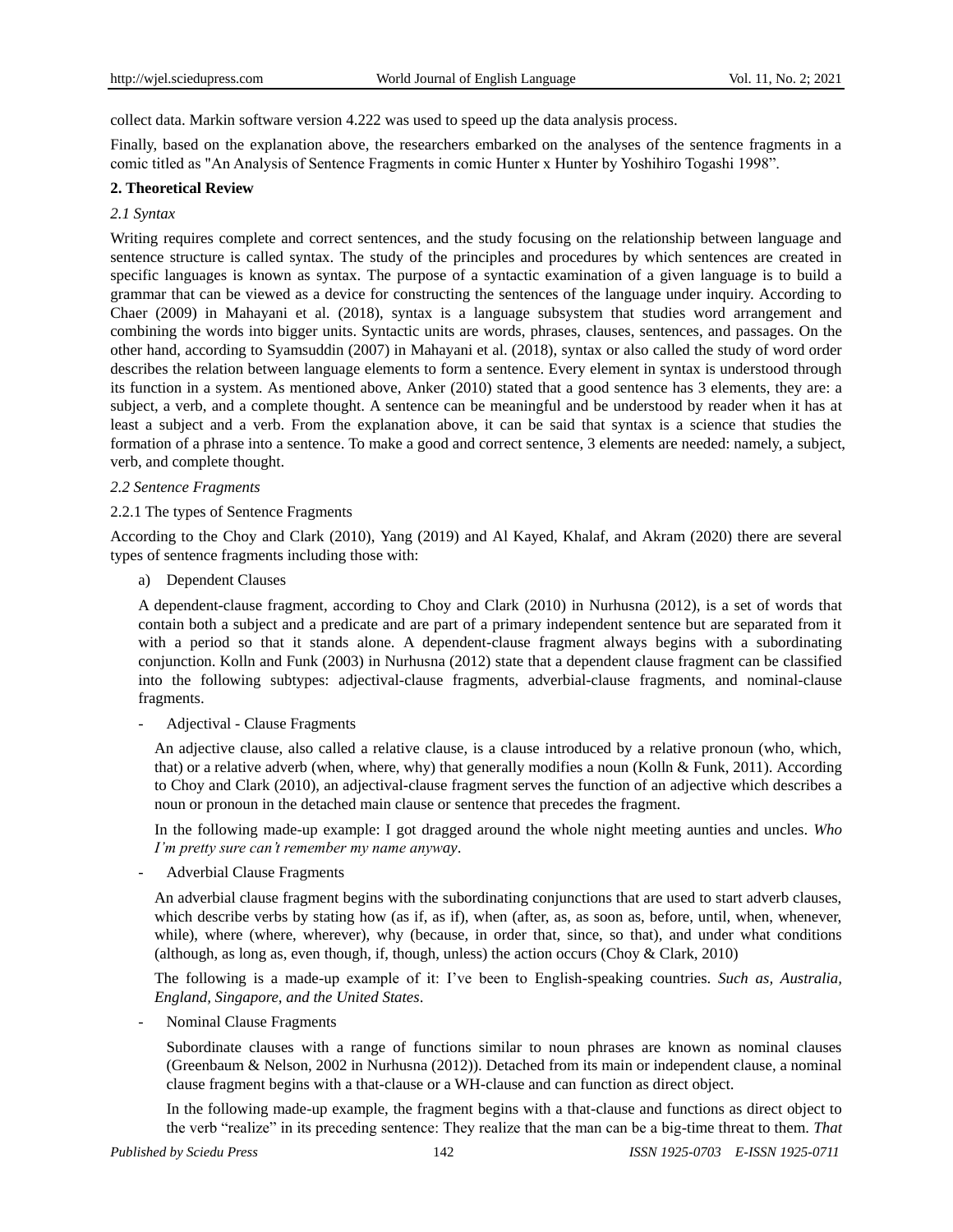collect data. Markin software version 4.222 was used to speed up the data analysis process.

Finally, based on the explanation above, the researchers embarked on the analyses of the sentence fragments in a comic titled as "An Analysis of Sentence Fragments in comic Hunter x Hunter by Yoshihiro Togashi 1998".

## 2. Theoretical Review

### *2.1 Syntax*

Writing requires complete and correct sentences, and the study focusing on the relationship between language and sentence structure is called syntax. The study of the principles and procedures by which sentences are created in specific languages is known as syntax. The purpose of a syntactic examination of a given language is to build a grammar that can be viewed as a device for constructing the sentences of the language under inquiry. According to Chaer (2009) in Mahayani et al. (2018), syntax is a language subsystem that studies word arrangement and combining the words into bigger units. Syntactic units are words, phrases, clauses, sentences, and passages. On the other hand, according to Syamsuddin (2007) in Mahayani et al. (2018), syntax or also called the study of word order describes the relation between language elements to form a sentence. Every element in syntax is understood through its function in a system. As mentioned above, Anker (2010) stated that a good sentence has 3 elements, they are: a subject, a verb, and a complete thought. A sentence can be meaningful and be understood by reader when it has at least a subject and a verb. From the explanation above, it can be said that syntax is a science that studies the formation of a phrase into a sentence. To make a good and correct sentence, 3 elements are needed: namely, a subject, verb, and complete thought.

### *2.2 Sentence Fragments*

#### 2.2.1 The types of Sentence Fragments

According to the Choy and Clark (2010), Yang (2019) and Al Kayed, Khalaf, and Akram (2020) there are several types of sentence fragments including those with:

a) Dependent Clauses

A dependent-clause fragment, according to Choy and Clark (2010) in Nurhusna (2012), is a set of words that contain both a subject and a predicate and are part of a primary independent sentence but are separated from it with a period so that it stands alone. A dependent-clause fragment always begins with a subordinating conjunction. Kolln and Funk (2003) in Nurhusna (2012) state that a dependent clause fragment can be classified into the following subtypes: adjectival-clause fragments, adverbial-clause fragments, and nominal-clause fragments.

- Adjectival - Clause Fragments

An adjective clause, also called a relative clause, is a clause introduced by a relative pronoun (who, which, that) or a relative adverb (when, where, why) that generally modifies a noun (Kolln & Funk, 2011). According to Choy and Clark (2010), an adjectival-clause fragment serves the function of an adjective which describes a noun or pronoun in the detached main clause or sentence that precedes the fragment.

In the following made-up example: I got dragged around the whole night meeting aunties and uncles. *Who I'm pretty sure can't remember my name anyway*.

- Adverbial Clause Fragments

An adverbial clause fragment begins with the subordinating conjunctions that are used to start adverb clauses, which describe verbs by stating how (as if, as if), when (after, as, as soon as, before, until, when, whenever, while), where (where, wherever), why (because, in order that, since, so that), and under what conditions (although, as long as, even though, if, though, unless) the action occurs (Choy & Clark, 2010)

The following is a made-up example of it: I've been to English-speaking countries. *Such as, Australia, England, Singapore, and the United States*.

- Nominal Clause Fragments

Subordinate clauses with a range of functions similar to noun phrases are known as nominal clauses (Greenbaum & Nelson, 2002 in Nurhusna (2012)). Detached from its main or independent clause, a nominal clause fragment begins with a that-clause or a WH-clause and can function as direct object.

In the following made-up example, the fragment begins with a that-clause and functions as direct object to the verb "realize" in its preceding sentence: They realize that the man can be a big-time threat to them. *That*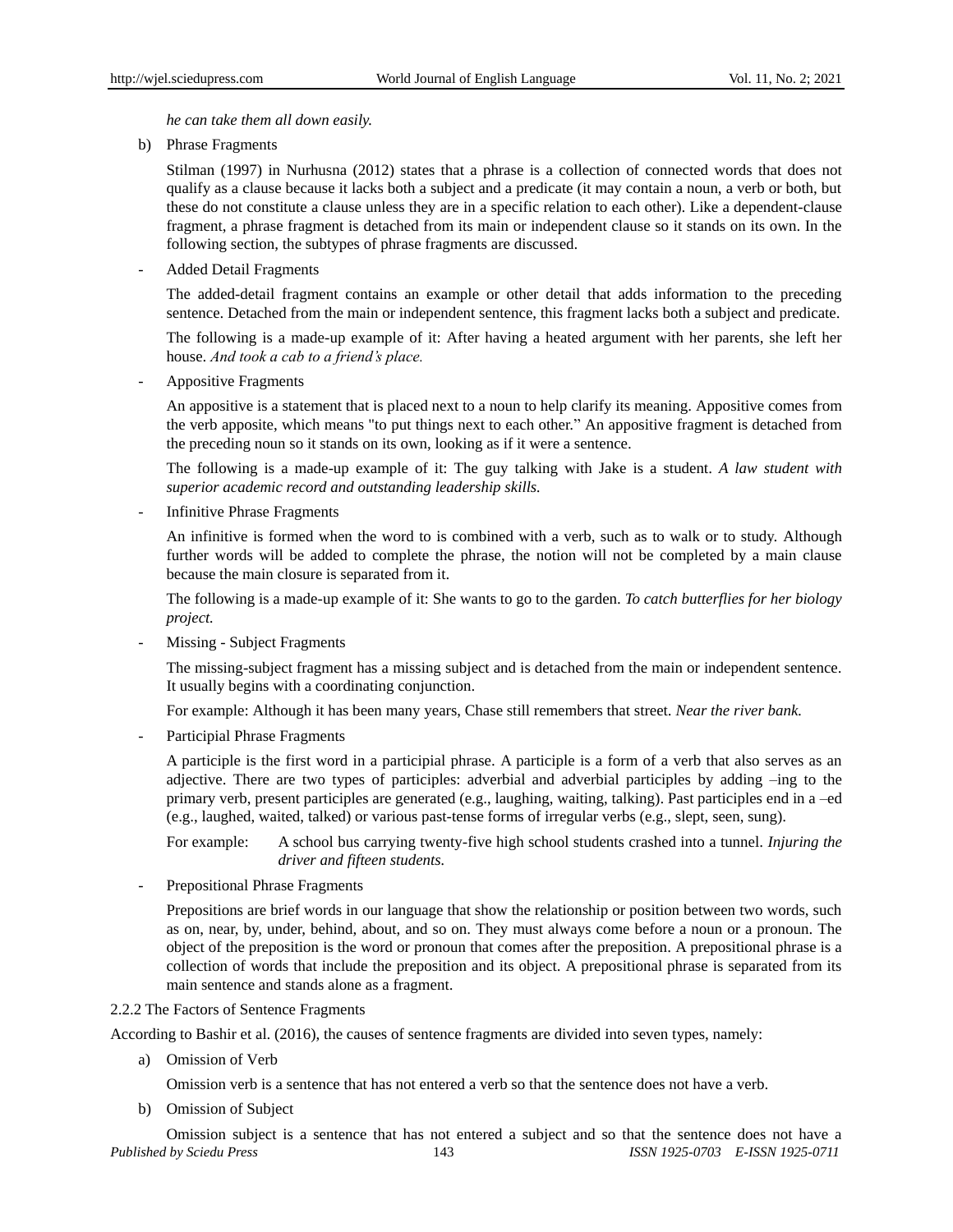*he can take them all down easily.*

b) Phrase Fragments

Stilman (1997) in Nurhusna (2012) states that a phrase is a collection of connected words that does not qualify as a clause because it lacks both a subject and a predicate (it may contain a noun, a verb or both, but these do not constitute a clause unless they are in a specific relation to each other). Like a dependent-clause fragment, a phrase fragment is detached from its main or independent clause so it stands on its own. In the following section, the subtypes of phrase fragments are discussed.

- Added Detail Fragments

The added-detail fragment contains an example or other detail that adds information to the preceding sentence. Detached from the main or independent sentence, this fragment lacks both a subject and predicate.

The following is a made-up example of it: After having a heated argument with her parents, she left her house. *And took a cab to a friend's place.*

- Appositive Fragments

An appositive is a statement that is placed next to a noun to help clarify its meaning. Appositive comes from the verb apposite, which means "to put things next to each other." An appositive fragment is detached from the preceding noun so it stands on its own, looking as if it were a sentence.

The following is a made-up example of it: The guy talking with Jake is a student. *A law student with superior academic record and outstanding leadership skills.*

- Infinitive Phrase Fragments

An infinitive is formed when the word to is combined with a verb, such as to walk or to study. Although further words will be added to complete the phrase, the notion will not be completed by a main clause because the main closure is separated from it.

The following is a made-up example of it: She wants to go to the garden. *To catch butterflies for her biology project.*

- Missing - Subject Fragments

The missing-subject fragment has a missing subject and is detached from the main or independent sentence. It usually begins with a coordinating conjunction.

For example: Although it has been many years, Chase still remembers that street. *Near the river bank.*

- Participial Phrase Fragments

A participle is the first word in a participial phrase. A participle is a form of a verb that also serves as an adjective. There are two types of participles: adverbial and adverbial participles by adding –ing to the primary verb, present participles are generated (e.g., laughing, waiting, talking). Past participles end in a –ed (e.g., laughed, waited, talked) or various past-tense forms of irregular verbs (e.g., slept, seen, sung).

For example: A school bus carrying twenty-five high school students crashed into a tunnel. *Injuring the driver and fifteen students.*

- Prepositional Phrase Fragments

Prepositions are brief words in our language that show the relationship or position between two words, such as on, near, by, under, behind, about, and so on. They must always come before a noun or a pronoun. The object of the preposition is the word or pronoun that comes after the preposition. A prepositional phrase is a collection of words that include the preposition and its object. A prepositional phrase is separated from its main sentence and stands alone as a fragment.

### 2.2.2 The Factors of Sentence Fragments

According to Bashir et al. (2016), the causes of sentence fragments are divided into seven types, namely:

a) Omission of Verb

Omission verb is a sentence that has not entered a verb so that the sentence does not have a verb.

b) Omission of Subject

Omission subject is a sentence that has not entered a subject and so that the sentence does not have a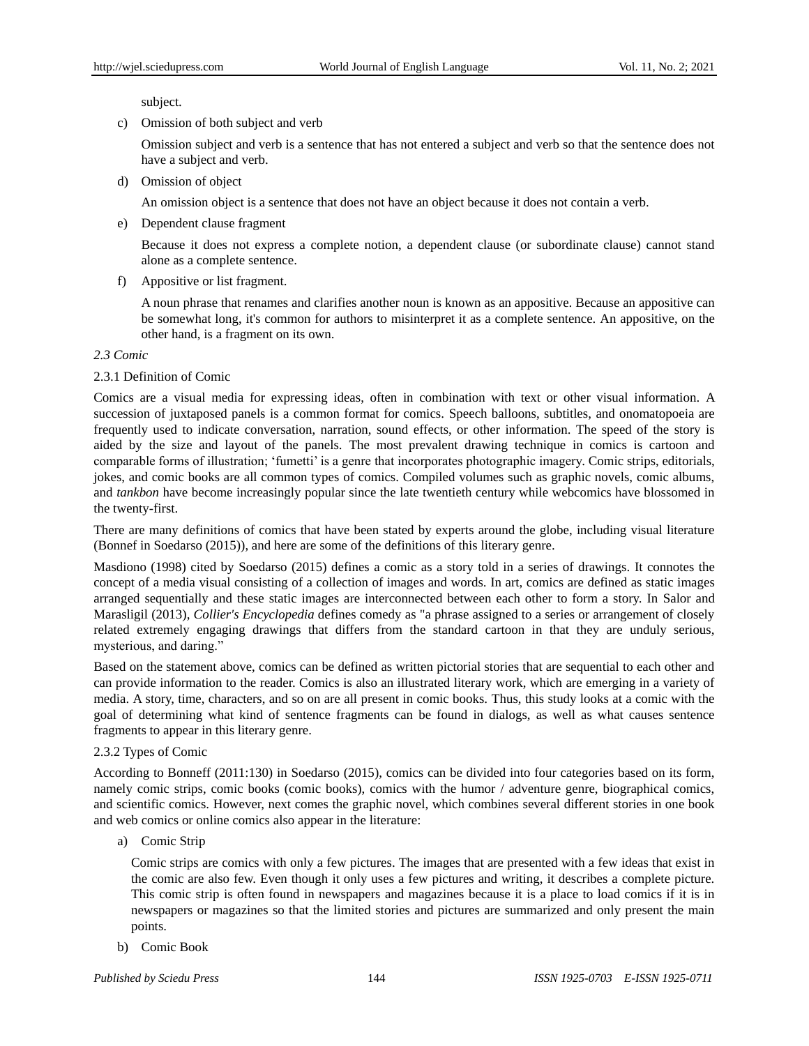subject.

c) Omission of both subject and verb

   Omission subject and verb is a sentence that has not entered a subject and verb so that the sentence does not have a subject and verb.

d) Omission of object

   An omission object is a sentence that does not have an object because it does not contain a verb.

e) Dependent clause fragment

   Because it does not express a complete notion, a dependent clause (or subordinate clause) cannot stand alone as a complete sentence.

f) Appositive or list fragment.

   A noun phrase that renames and clarifies another noun is known as an appositive. Because an appositive can be somewhat long, it's common for authors to misinterpret it as a complete sentence. An appositive, on the other hand, is a fragment on its own.

### *2.3 Comic*

#### 2.3.1 Definition of Comic

Comics are a visual media for expressing ideas, often in combination with text or other visual information. A succession of juxtaposed panels is a common format for comics. Speech balloons, subtitles, and onomatopoeia are frequently used to indicate conversation, narration, sound effects, or other information. The speed of the story is aided by the size and layout of the panels. The most prevalent drawing technique in comics is cartoon and comparable forms of illustration; 'fumetti' is a genre that incorporates photographic imagery. Comic strips, editorials, jokes, and comic books are all common types of comics. Compiled volumes such as graphic novels, comic albums, and *tankbon* have become increasingly popular since the late twentieth century while webcomics have blossomed in the twenty-first.

There are many definitions of comics that have been stated by experts around the globe, including visual literature (Bonnef in Soedarso (2015)), and here are some of the definitions of this literary genre.

Masdiono (1998) cited by Soedarso (2015) defines a comic as a story told in a series of drawings. It connotes the concept of a media visual consisting of a collection of images and words. In art, comics are defined as static images arranged sequentially and these static images are interconnected between each other to form a story. In Salor and Marasligil (2013), *Collier's Encyclopedia* defines comedy as "a phrase assigned to a series or arrangement of closely related extremely engaging drawings that differs from the standard cartoon in that they are unduly serious, mysterious, and daring."

Based on the statement above, comics can be defined as written pictorial stories that are sequential to each other and can provide information to the reader. Comics is also an illustrated literary work, which are emerging in a variety of media. A story, time, characters, and so on are all present in comic books. Thus, this study looks at a comic with the goal of determining what kind of sentence fragments can be found in dialogs, as well as what causes sentence fragments to appear in this literary genre.

#### 2.3.2 Types of Comic

According to Bonneff (2011:130) in Soedarso (2015), comics can be divided into four categories based on its form, namely comic strips, comic books (comic books), comics with the humor / adventure genre, biographical comics, and scientific comics. However, next comes the graphic novel, which combines several different stories in one book and web comics or online comics also appear in the literature:

a) Comic Strip

   Comic strips are comics with only a few pictures. The images that are presented with a few ideas that exist in the comic are also few. Even though it only uses a few pictures and writing, it describes a complete picture. This comic strip is often found in newspapers and magazines because it is a place to load comics if it is in newspapers or magazines so that the limited stories and pictures are summarized and only present the main points.

b) Comic Book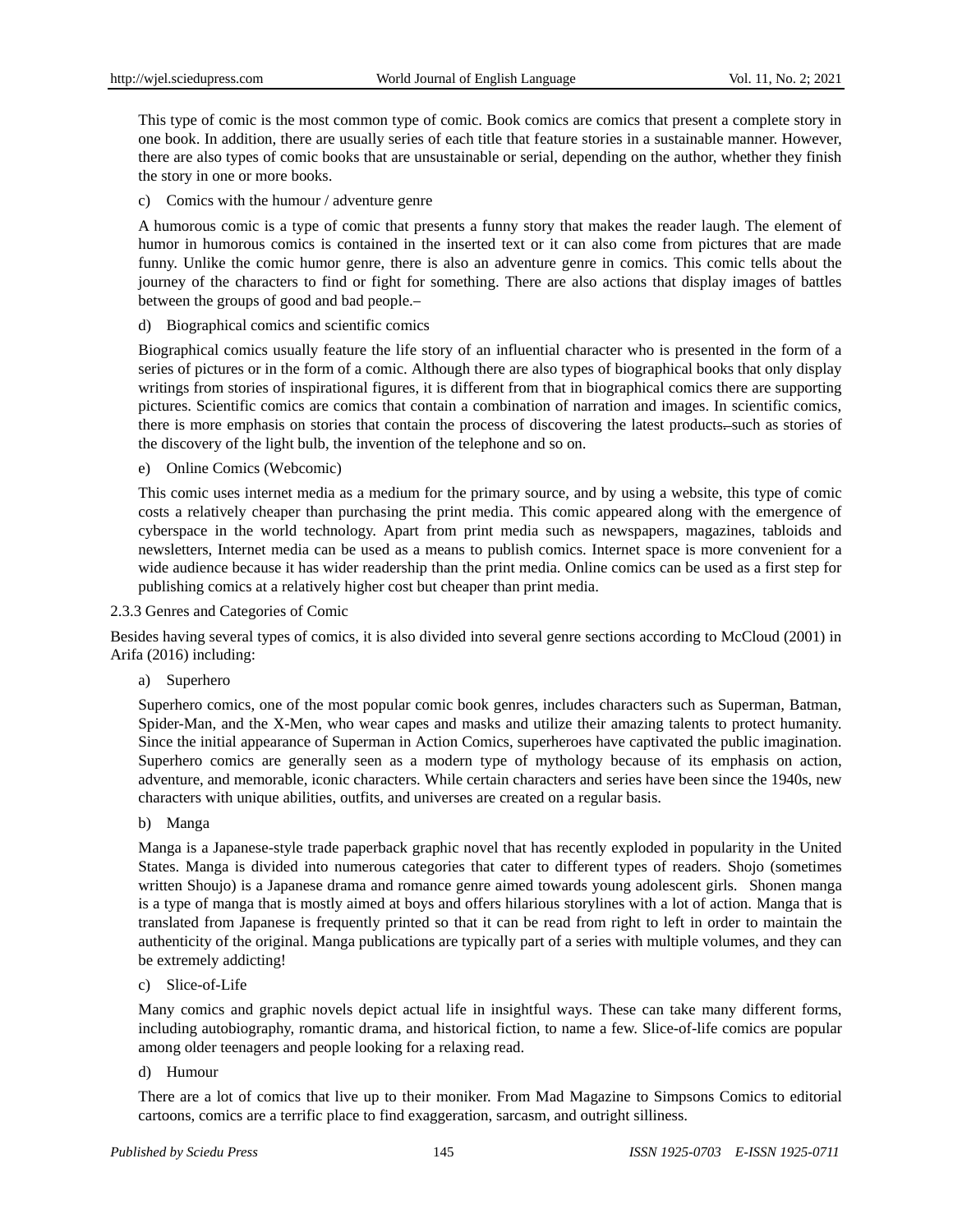This type of comic is the most common type of comic. Book comics are comics that present a complete story in one book. In addition, there are usually series of each title that feature stories in a sustainable manner. However, there are also types of comic books that are unsustainable or serial, depending on the author, whether they finish the story in one or more books.

c) Comics with the humour / adventure genre

A humorous comic is a type of comic that presents a funny story that makes the reader laugh. The element of humor in humorous comics is contained in the inserted text or it can also come from pictures that are made funny. Unlike the comic humor genre, there is also an adventure genre in comics. This comic tells about the journey of the characters to find or fight for something. There are also actions that display images of battles between the groups of good and bad people.

d) Biographical comics and scientific comics

Biographical comics usually feature the life story of an influential character who is presented in the form of a series of pictures or in the form of a comic. Although there are also types of biographical books that only display writings from stories of inspirational figures, it is different from that in biographical comics there are supporting pictures. Scientific comics are comics that contain a combination of narration and images. In scientific comics, there is more emphasis on stories that contain the process of discovering the latest products such as stories of the discovery of the light bulb, the invention of the telephone and so on.

e) Online Comics (Webcomic)

This comic uses internet media as a medium for the primary source, and by using a website, this type of comic costs a relatively cheaper than purchasing the print media. This comic appeared along with the emergence of cyberspace in the world technology. Apart from print media such as newspapers, magazines, tabloids and newsletters, Internet media can be used as a means to publish comics. Internet space is more convenient for a wide audience because it has wider readership than the print media. Online comics can be used as a first step for publishing comics at a relatively higher cost but cheaper than print media.

### 2.3.3 Genres and Categories of Comic

Besides having several types of comics, it is also divided into several genre sections according to McCloud (2001) in Arifa (2016) including:

a) Superhero

Superhero comics, one of the most popular comic book genres, includes characters such as Superman, Batman, Spider-Man, and the X-Men, who wear capes and masks and utilize their amazing talents to protect humanity. Since the initial appearance of Superman in Action Comics, superheroes have captivated the public imagination. Superhero comics are generally seen as a modern type of mythology because of its emphasis on action, adventure, and memorable, iconic characters. While certain characters and series have been since the 1940s, new characters with unique abilities, outfits, and universes are created on a regular basis.

b) Manga

Manga is a Japanese-style trade paperback graphic novel that has recently exploded in popularity in the United States. Manga is divided into numerous categories that cater to different types of readers. Shojo (sometimes written Shoujo) is a Japanese drama and romance genre aimed towards young adolescent girls. Shonen manga is a type of manga that is mostly aimed at boys and offers hilarious storylines with a lot of action. Manga that is translated from Japanese is frequently printed so that it can be read from right to left in order to maintain the authenticity of the original. Manga publications are typically part of a series with multiple volumes, and they can be extremely addicting!

c) Slice-of-Life

Many comics and graphic novels depict actual life in insightful ways. These can take many different forms, including autobiography, romantic drama, and historical fiction, to name a few. Slice-of-life comics are popular among older teenagers and people looking for a relaxing read.

d) Humour

There are a lot of comics that live up to their moniker. From Mad Magazine to Simpsons Comics to editorial cartoons, comics are a terrific place to find exaggeration, sarcasm, and outright silliness.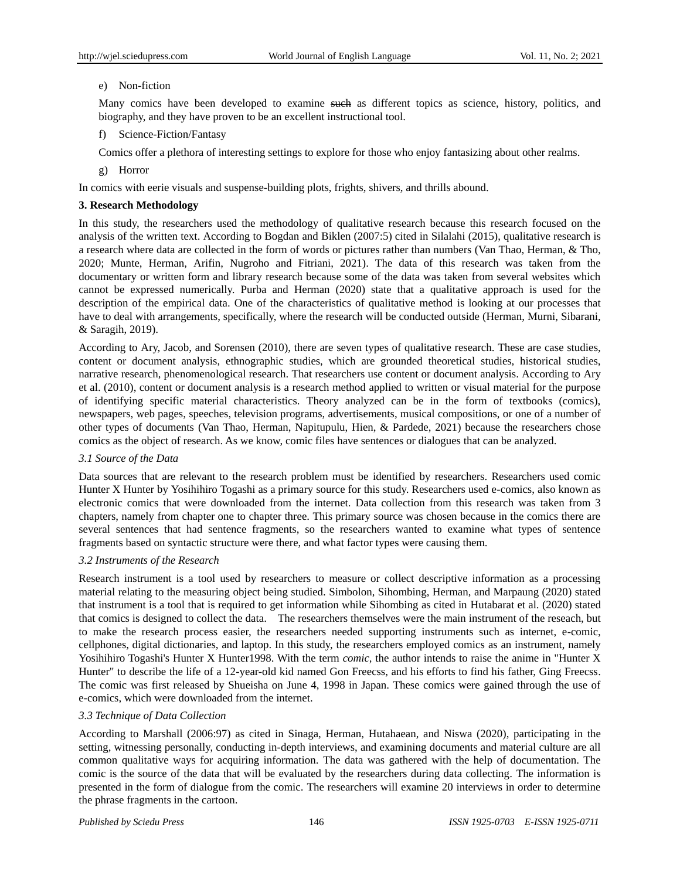e) Non-fiction

Many comics have been developed to examine ~~such~~ as different topics as science, history, politics, and biography, and they have proven to be an excellent instructional tool.

f) Science-Fiction/Fantasy

Comics offer a plethora of interesting settings to explore for those who enjoy fantasizing about other realms.

g) Horror

In comics with eerie visuals and suspense-building plots, frights, shivers, and thrills abound.

## 3. Research Methodology

In this study, the researchers used the methodology of qualitative research because this research focused on the analysis of the written text. According to Bogdan and Biklen (2007:5) cited in Silalahi (2015), qualitative research is a research where data are collected in the form of words or pictures rather than numbers (Van Thao, Herman, & Tho, 2020; Munte, Herman, Arifin, Nugroho and Fitriani, 2021). The data of this research was taken from the documentary or written form and library research because some of the data was taken from several websites which cannot be expressed numerically. Purba and Herman (2020) state that a qualitative approach is used for the description of the empirical data. One of the characteristics of qualitative method is looking at our processes that have to deal with arrangements, specifically, where the research will be conducted outside (Herman, Murni, Sibarani, & Saragih, 2019).

According to Ary, Jacob, and Sorensen (2010), there are seven types of qualitative research. These are case studies, content or document analysis, ethnographic studies, which are grounded theoretical studies, historical studies, narrative research, phenomenological research. That researchers use content or document analysis. According to Ary et al. (2010), content or document analysis is a research method applied to written or visual material for the purpose of identifying specific material characteristics. Theory analyzed can be in the form of textbooks (comics), newspapers, web pages, speeches, television programs, advertisements, musical compositions, or one of a number of other types of documents (Van Thao, Herman, Napitupulu, Hien, & Pardede, 2021) because the researchers chose comics as the object of research. As we know, comic files have sentences or dialogues that can be analyzed.

### *3.1 Source of the Data*

Data sources that are relevant to the research problem must be identified by researchers. Researchers used comic Hunter X Hunter by Yosihihiro Togashi as a primary source for this study. Researchers used e-comics, also known as electronic comics that were downloaded from the internet. Data collection from this research was taken from 3 chapters, namely from chapter one to chapter three. This primary source was chosen because in the comics there are several sentences that had sentence fragments, so the researchers wanted to examine what types of sentence fragments based on syntactic structure were there, and what factor types were causing them.

### *3.2 Instruments of the Research*

Research instrument is a tool used by researchers to measure or collect descriptive information as a processing material relating to the measuring object being studied. Simbolon, Sihombing, Herman, and Marpaung (2020) stated that instrument is a tool that is required to get information while Sihombing as cited in Hutabarat et al. (2020) stated that comics is designed to collect the data. The researchers themselves were the main instrument of the reseach, but to make the research process easier, the researchers needed supporting instruments such as internet, e-comic, cellphones, digital dictionaries, and laptop. In this study, the researchers employed comics as an instrument, namely Yosihihiro Togashi's Hunter X Hunter1998. With the term *comic*, the author intends to raise the anime in "Hunter X Hunter" to describe the life of a 12-year-old kid named Gon Freecss, and his efforts to find his father, Ging Freecss. The comic was first released by Shueisha on June 4, 1998 in Japan. These comics were gained through the use of e-comics, which were downloaded from the internet.

### *3.3 Technique of Data Collection*

According to Marshall (2006:97) as cited in Sinaga, Herman, Hutahaean, and Niswa (2020), participating in the setting, witnessing personally, conducting in-depth interviews, and examining documents and material culture are all common qualitative ways for acquiring information. The data was gathered with the help of documentation. The comic is the source of the data that will be evaluated by the researchers during data collecting. The information is presented in the form of dialogue from the comic. The researchers will examine 20 interviews in order to determine the phrase fragments in the cartoon.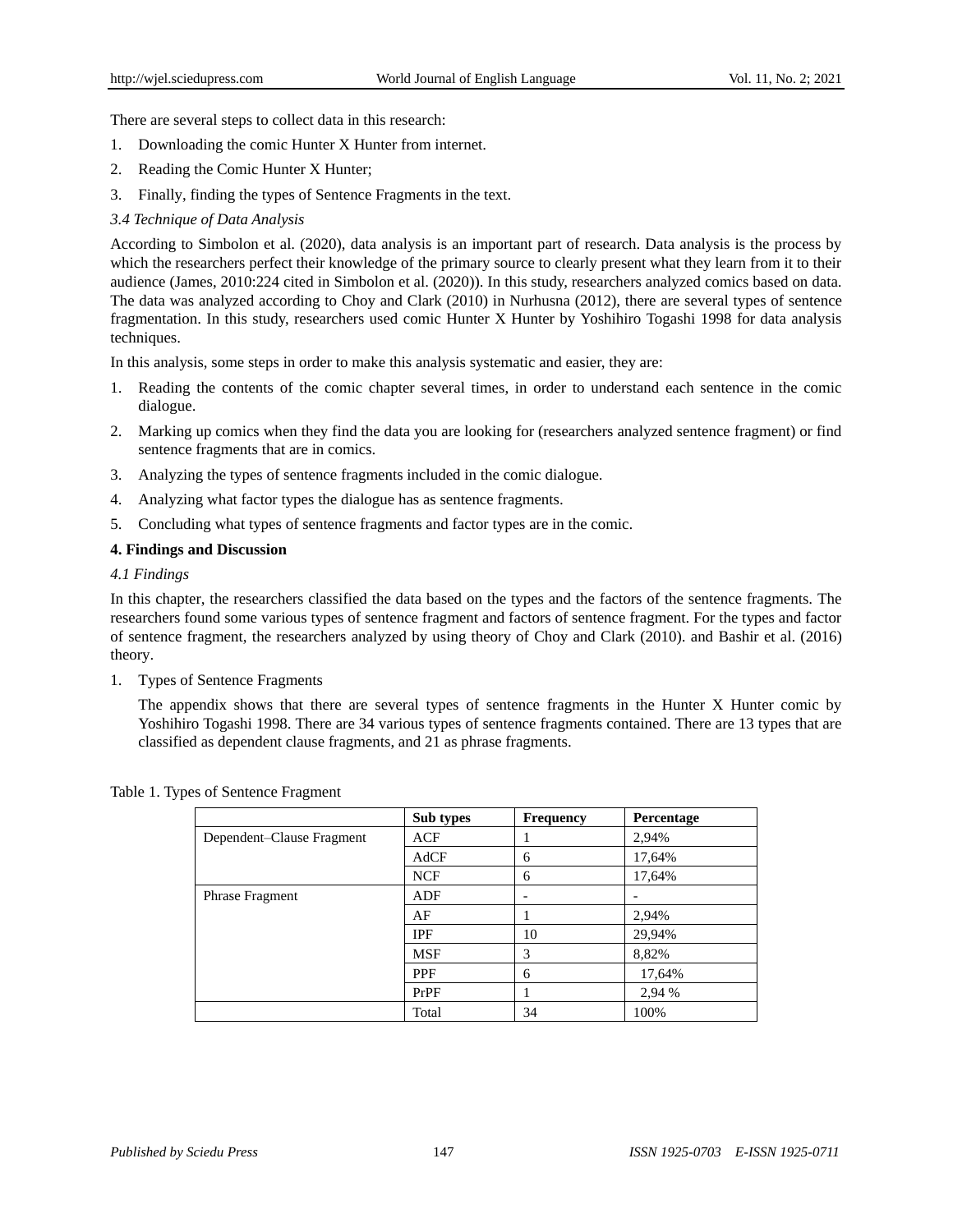There are several steps to collect data in this research:

1. Downloading the comic Hunter X Hunter from internet.
2. Reading the Comic Hunter X Hunter;
3. Finally, finding the types of Sentence Fragments in the text.

*3.4 Technique of Data Analysis*

According to Simbolon et al. (2020), data analysis is an important part of research. Data analysis is the process by which the researchers perfect their knowledge of the primary source to clearly present what they learn from it to their audience (James, 2010:224 cited in Simbolon et al. (2020)). In this study, researchers analyzed comics based on data. The data was analyzed according to Choy and Clark (2010) in Nurhusna (2012), there are several types of sentence fragmentation. In this study, researchers used comic Hunter X Hunter by Yoshihiro Togashi 1998 for data analysis techniques.

In this analysis, some steps in order to make this analysis systematic and easier, they are:

1. Reading the contents of the comic chapter several times, in order to understand each sentence in the comic dialogue.
2. Marking up comics when they find the data you are looking for (researchers analyzed sentence fragment) or find sentence fragments that are in comics.
3. Analyzing the types of sentence fragments included in the comic dialogue.
4. Analyzing what factor types the dialogue has as sentence fragments.
5. Concluding what types of sentence fragments and factor types are in the comic.

## 4. Findings and Discussion

*4.1 Findings*

In this chapter, the researchers classified the data based on the types and the factors of the sentence fragments. The researchers found some various types of sentence fragment and factors of sentence fragment. For the types and factor of sentence fragment, the researchers analyzed by using theory of Choy and Clark (2010). and Bashir et al. (2016) theory.

1. Types of Sentence Fragments

   The appendix shows that there are several types of sentence fragments in the Hunter X Hunter comic by Yoshihiro Togashi 1998. There are 34 various types of sentence fragments contained. There are 13 types that are classified as dependent clause fragments, and 21 as phrase fragments.

Table 1. Types of Sentence Fragment

| | Sub types | Frequency | Percentage |
|---|---|---|---|
| Dependent–Clause Fragment | ACF | 1 | 2,94% |
| | AdCF | 6 | 17,64% |
| | NCF | 6 | 17,64% |
| Phrase Fragment | ADF | - | - |
| | AF | 1 | 2,94% |
| | IPF | 10 | 29,94% |
| | MSF | 3 | 8,82% |
| | PPF | 6 | 17,64% |
| | PrPF | 1 | 2,94 % |
| | Total | 34 | 100% |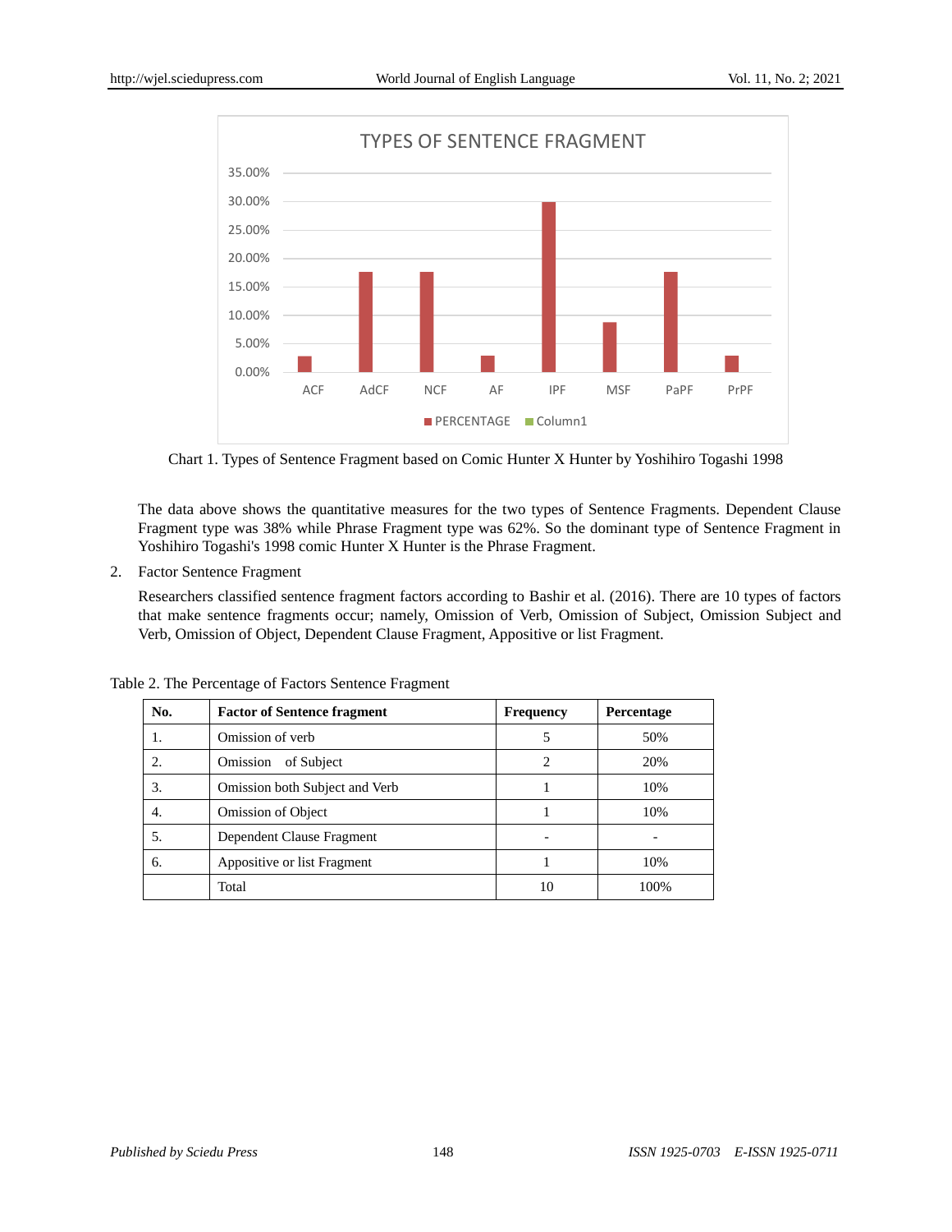Chart 1. Types of Sentence Fragment based on Comic Hunter X Hunter by Yoshihiro Togashi 1998

The data above shows the quantitative measures for the two types of Sentence Fragments. Dependent Clause Fragment type was 38% while Phrase Fragment type was 62%. So the dominant type of Sentence Fragment in Yoshihiro Togashi's 1998 comic Hunter X Hunter is the Phrase Fragment.

2. Factor Sentence Fragment

Researchers classified sentence fragment factors according to Bashir et al. (2016). There are 10 types of factors that make sentence fragments occur; namely, Omission of Verb, Omission of Subject, Omission Subject and Verb, Omission of Object, Dependent Clause Fragment, Appositive or list Fragment.

Table 2. The Percentage of Factors Sentence Fragment

| No. | Factor of Sentence fragment | Frequency | Percentage |
|---|---|---|---|
| 1. | Omission of verb | 5 | 50% |
| 2. | Omission of Subject | 2 | 20% |
| 3. | Omission both Subject and Verb | 1 | 10% |
| 4. | Omission of Object | 1 | 10% |
| 5. | Dependent Clause Fragment | - | - |
| 6. | Appositive or list Fragment | 1 | 10% |
| | Total | 10 | 100% |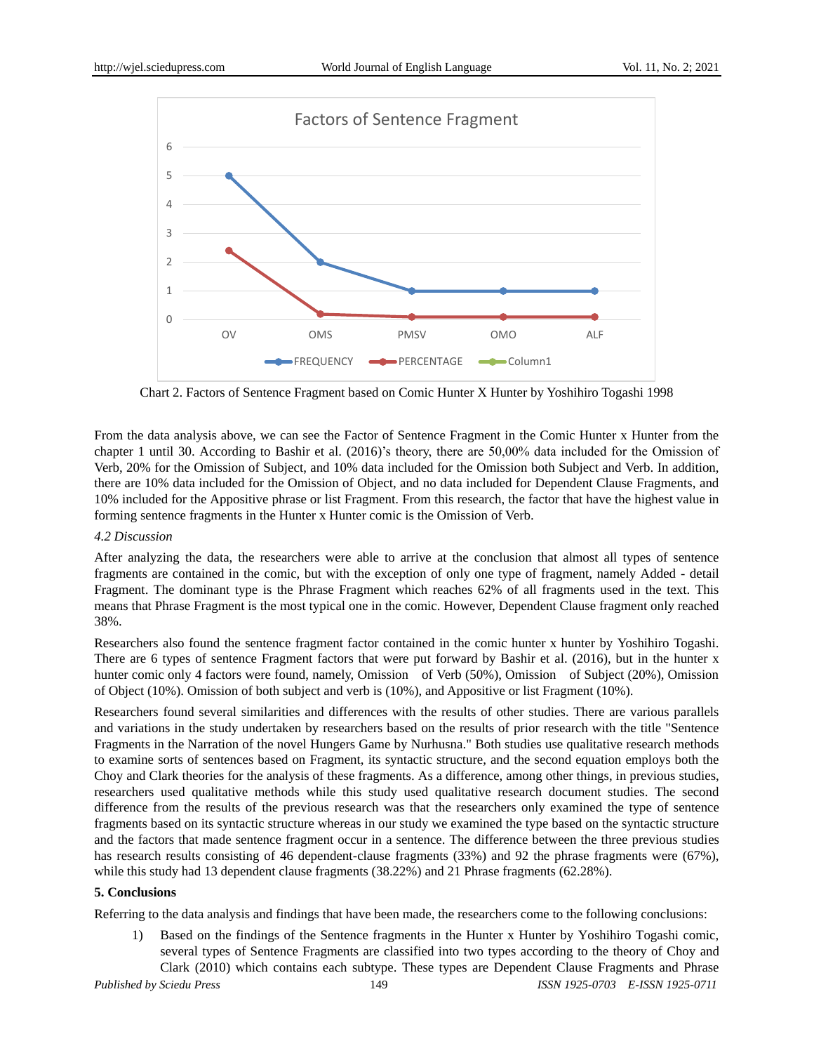Chart 2. Factors of Sentence Fragment based on Comic Hunter X Hunter by Yoshihiro Togashi 1998

From the data analysis above, we can see the Factor of Sentence Fragment in the Comic Hunter x Hunter from the chapter 1 until 30. According to Bashir et al. (2016)'s theory, there are 50,00% data included for the Omission of Verb, 20% for the Omission of Subject, and 10% data included for the Omission both Subject and Verb. In addition, there are 10% data included for the Omission of Object, and no data included for Dependent Clause Fragments, and 10% included for the Appositive phrase or list Fragment. From this research, the factor that have the highest value in forming sentence fragments in the Hunter x Hunter comic is the Omission of Verb.

### *4.2 Discussion*

After analyzing the data, the researchers were able to arrive at the conclusion that almost all types of sentence fragments are contained in the comic, but with the exception of only one type of fragment, namely Added - detail Fragment. The dominant type is the Phrase Fragment which reaches 62% of all fragments used in the text. This means that Phrase Fragment is the most typical one in the comic. However, Dependent Clause fragment only reached 38%.

Researchers also found the sentence fragment factor contained in the comic hunter x hunter by Yoshihiro Togashi. There are 6 types of sentence Fragment factors that were put forward by Bashir et al. (2016), but in the hunter x hunter comic only 4 factors were found, namely, Omission of Verb (50%), Omission of Subject (20%), Omission of Object (10%). Omission of both subject and verb is (10%), and Appositive or list Fragment (10%).

Researchers found several similarities and differences with the results of other studies. There are various parallels and variations in the study undertaken by researchers based on the results of prior research with the title "Sentence Fragments in the Narration of the novel Hungers Game by Nurhusna." Both studies use qualitative research methods to examine sorts of sentences based on Fragment, its syntactic structure, and the second equation employs both the Choy and Clark theories for the analysis of these fragments. As a difference, among other things, in previous studies, researchers used qualitative methods while this study used qualitative research document studies. The second difference from the results of the previous research was that the researchers only examined the type of sentence fragments based on its syntactic structure whereas in our study we examined the type based on the syntactic structure and the factors that made sentence fragment occur in a sentence. The difference between the three previous studies has research results consisting of 46 dependent-clause fragments (33%) and 92 the phrase fragments were (67%), while this study had 13 dependent clause fragments (38.22%) and 21 Phrase fragments (62.28%).

## 5. Conclusions

Referring to the data analysis and findings that have been made, the researchers come to the following conclusions:

1) Based on the findings of the Sentence fragments in the Hunter x Hunter by Yoshihiro Togashi comic, several types of Sentence Fragments are classified into two types according to the theory of Choy and Clark (2010) which contains each subtype. These types are Dependent Clause Fragments and Phrase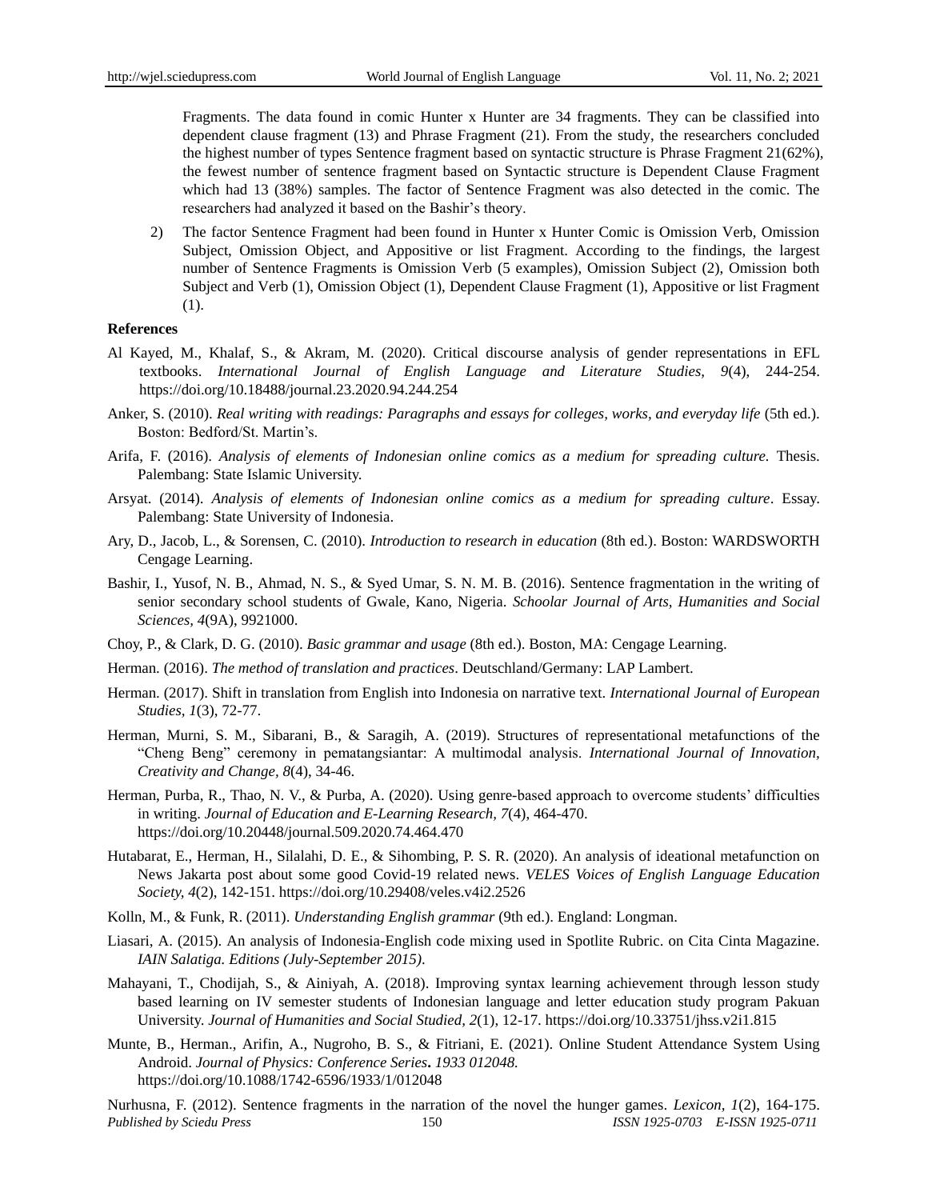Fragments. The data found in comic Hunter x Hunter are 34 fragments. They can be classified into dependent clause fragment (13) and Phrase Fragment (21). From the study, the researchers concluded the highest number of types Sentence fragment based on syntactic structure is Phrase Fragment 21(62%), the fewest number of sentence fragment based on Syntactic structure is Dependent Clause Fragment which had 13 (38%) samples. The factor of Sentence Fragment was also detected in the comic. The researchers had analyzed it based on the Bashir's theory.

2) The factor Sentence Fragment had been found in Hunter x Hunter Comic is Omission Verb, Omission Subject, Omission Object, and Appositive or list Fragment. According to the findings, the largest number of Sentence Fragments is Omission Verb (5 examples), Omission Subject (2), Omission both Subject and Verb (1), Omission Object (1), Dependent Clause Fragment (1), Appositive or list Fragment (1).

**References**

Al Kayed, M., Khalaf, S., & Akram, M. (2020). Critical discourse analysis of gender representations in EFL textbooks. *International Journal of English Language and Literature Studies, 9*(4), 244-254. https://doi.org/10.18488/journal.23.2020.94.244.254

Anker, S. (2010). *Real writing with readings: Paragraphs and essays for colleges, works, and everyday life* (5th ed.). Boston: Bedford/St. Martin's.

Arifa, F. (2016). *Analysis of elements of Indonesian online comics as a medium for spreading culture.* Thesis. Palembang: State Islamic University.

Arsyat. (2014). *Analysis of elements of Indonesian online comics as a medium for spreading culture*. Essay. Palembang: State University of Indonesia.

Ary, D., Jacob, L., & Sorensen, C. (2010). *Introduction to research in education* (8th ed.). Boston: WARDSWORTH Cengage Learning.

Bashir, I., Yusof, N. B., Ahmad, N. S., & Syed Umar, S. N. M. B. (2016). Sentence fragmentation in the writing of senior secondary school students of Gwale, Kano, Nigeria. *Schoolar Journal of Arts, Humanities and Social Sciences, 4*(9A), 9921000.

Choy, P., & Clark, D. G. (2010). *Basic grammar and usage* (8th ed.). Boston, MA: Cengage Learning.

Herman. (2016). *The method of translation and practices*. Deutschland/Germany: LAP Lambert.

Herman. (2017). Shift in translation from English into Indonesia on narrative text. *International Journal of European Studies, 1*(3), 72-77.

Herman, Murni, S. M., Sibarani, B., & Saragih, A. (2019). Structures of representational metafunctions of the "Cheng Beng" ceremony in pematangsiantar: A multimodal analysis. *International Journal of Innovation, Creativity and Change, 8*(4), 34-46.

Herman, Purba, R., Thao, N. V., & Purba, A. (2020). Using genre-based approach to overcome students' difficulties in writing. *Journal of Education and E-Learning Research, 7*(4), 464-470. https://doi.org/10.20448/journal.509.2020.74.464.470

Hutabarat, E., Herman, H., Silalahi, D. E., & Sihombing, P. S. R. (2020). An analysis of ideational metafunction on News Jakarta post about some good Covid-19 related news. *VELES Voices of English Language Education Society, 4*(2), 142-151. https://doi.org/10.29408/veles.v4i2.2526

Kolln, M., & Funk, R. (2011). *Understanding English grammar* (9th ed.). England: Longman.

Liasari, A. (2015). An analysis of Indonesia-English code mixing used in Spotlite Rubric. on Cita Cinta Magazine. *IAIN Salatiga. Editions (July-September 2015).*

Mahayani, T., Chodijah, S., & Ainiyah, A. (2018). Improving syntax learning achievement through lesson study based learning on IV semester students of Indonesian language and letter education study program Pakuan University. *Journal of Humanities and Social Studied, 2*(1), 12-17. https://doi.org/10.33751/jhss.v2i1.815

Munte, B., Herman., Arifin, A., Nugroho, B. S., & Fitriani, E. (2021). Online Student Attendance System Using Android. *Journal of Physics: Conference Series***.** *1933 012048.* https://doi.org/10.1088/1742-6596/1933/1/012048

Nurhusna, F. (2012). Sentence fragments in the narration of the novel the hunger games. *Lexicon, 1*(2), 164-175.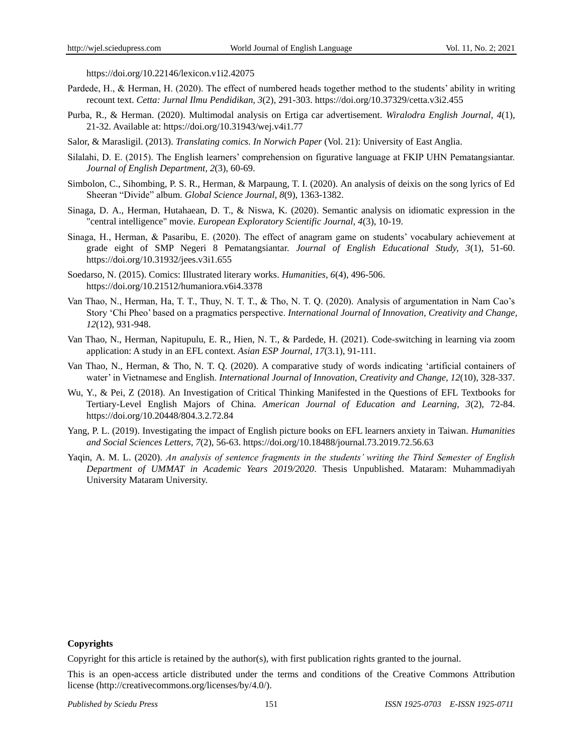https://doi.org/10.22146/lexicon.v1i2.42075

Pardede, H., & Herman, H. (2020). The effect of numbered heads together method to the students' ability in writing recount text. *Cetta: Jurnal Ilmu Pendidikan, 3*(2), 291-303. https://doi.org/10.37329/cetta.v3i2.455

Purba, R., & Herman. (2020). Multimodal analysis on Ertiga car advertisement. *Wiralodra English Journal, 4*(1), 21-32. Available at: https://doi.org/10.31943/wej.v4i1.77

Salor, & Marasligil. (2013). *Translating comics. In Norwich Paper* (Vol. 21): University of East Anglia.

Silalahi, D. E. (2015). The English learners' comprehension on figurative language at FKIP UHN Pematangsiantar. *Journal of English Department, 2*(3), 60-69.

Simbolon, C., Sihombing, P. S. R., Herman, & Marpaung, T. I. (2020). An analysis of deixis on the song lyrics of Ed Sheeran "Divide" album. *Global Science Journal, 8*(9), 1363-1382.

Sinaga, D. A., Herman, Hutahaean, D. T., & Niswa, K. (2020). Semantic analysis on idiomatic expression in the "central intelligence" movie. *European Exploratory Scientific Journal, 4*(3), 10-19.

Sinaga, H., Herman, & Pasaribu, E. (2020). The effect of anagram game on students' vocabulary achievement at grade eight of SMP Negeri 8 Pematangsiantar. *Journal of English Educational Study, 3*(1), 51-60. https://doi.org/10.31932/jees.v3i1.655

Soedarso, N. (2015). Comics: Illustrated literary works. *Humanities, 6*(4), 496-506. https://doi.org/10.21512/humaniora.v6i4.3378

Van Thao, N., Herman, Ha, T. T., Thuy, N. T. T., & Tho, N. T. Q. (2020). Analysis of argumentation in Nam Cao's Story 'Chi Pheo' based on a pragmatics perspective. *International Journal of Innovation, Creativity and Change, 12*(12), 931-948.

Van Thao, N., Herman, Napitupulu, E. R., Hien, N. T., & Pardede, H. (2021). Code-switching in learning via zoom application: A study in an EFL context. *Asian ESP Journal, 17*(3.1), 91-111.

Van Thao, N., Herman, & Tho, N. T. Q. (2020). A comparative study of words indicating 'artificial containers of water' in Vietnamese and English. *International Journal of Innovation, Creativity and Change, 12*(10), 328-337.

Wu, Y., & Pei, Z (2018). An Investigation of Critical Thinking Manifested in the Questions of EFL Textbooks for Tertiary-Level English Majors of China. *American Journal of Education and Learning, 3*(2), 72-84. https://doi.org/10.20448/804.3.2.72.84

Yang, P. L. (2019). Investigating the impact of English picture books on EFL learners anxiety in Taiwan. *Humanities and Social Sciences Letters, 7*(2), 56-63. https://doi.org/10.18488/journal.73.2019.72.56.63

Yaqin, A. M. L. (2020). *An analysis of sentence fragments in the students' writing the Third Semester of English Department of UMMAT in Academic Years 2019/2020*. Thesis Unpublished. Mataram: Muhammadiyah University Mataram University.

**Copyrights**

Copyright for this article is retained by the author(s), with first publication rights granted to the journal.

This is an open-access article distributed under the terms and conditions of the Creative Commons Attribution license (http://creativecommons.org/licenses/by/4.0/).